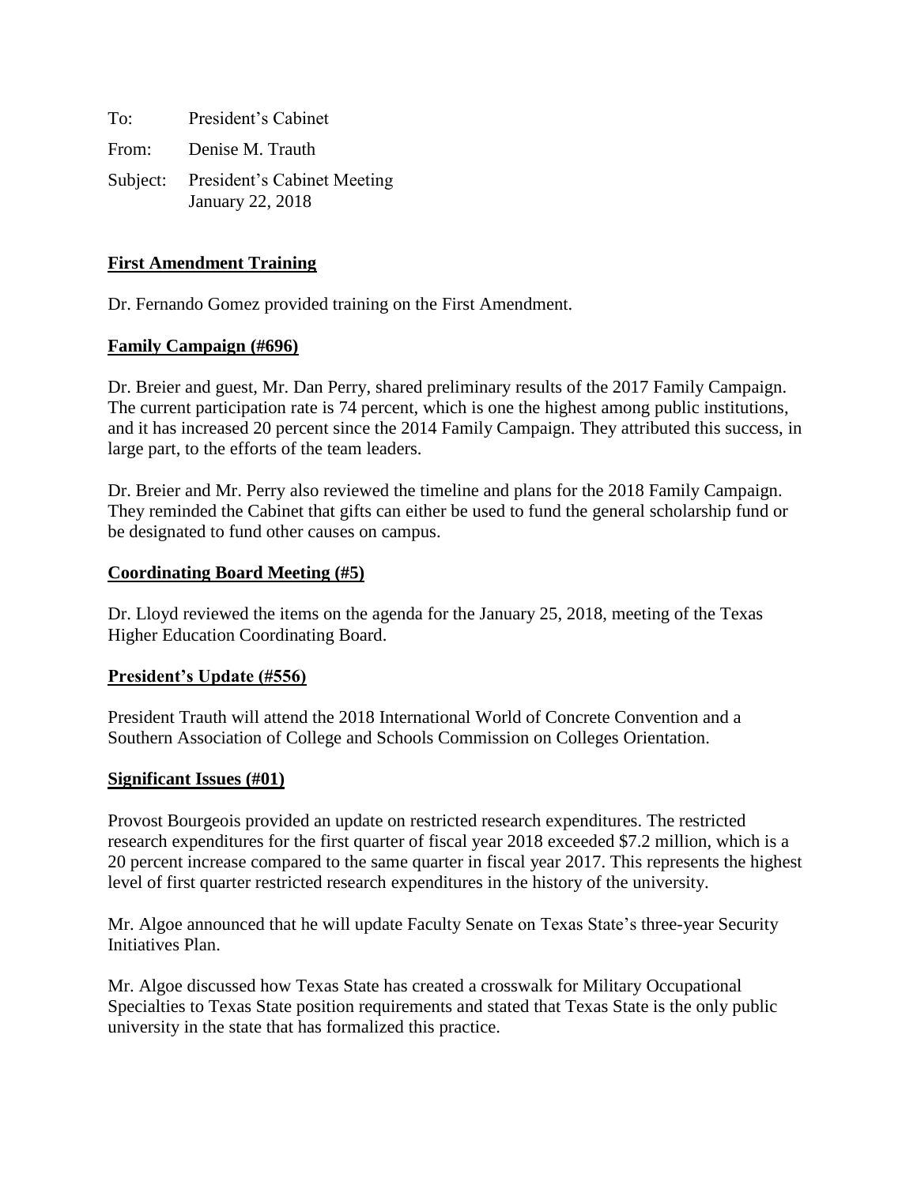To: President's Cabinet

From: Denise M. Trauth

Subject: President's Cabinet Meeting  
January 22, 2018

**First Amendment Training**

Dr. Fernando Gomez provided training on the First Amendment.

**Family Campaign (#696)**

Dr. Breier and guest, Mr. Dan Perry, shared preliminary results of the 2017 Family Campaign. The current participation rate is 74 percent, which is one the highest among public institutions, and it has increased 20 percent since the 2014 Family Campaign. They attributed this success, in large part, to the efforts of the team leaders.

Dr. Breier and Mr. Perry also reviewed the timeline and plans for the 2018 Family Campaign. They reminded the Cabinet that gifts can either be used to fund the general scholarship fund or be designated to fund other causes on campus.

**Coordinating Board Meeting (#5)**

Dr. Lloyd reviewed the items on the agenda for the January 25, 2018, meeting of the Texas Higher Education Coordinating Board.

**President's Update (#556)**

President Trauth will attend the 2018 International World of Concrete Convention and a Southern Association of College and Schools Commission on Colleges Orientation.

**Significant Issues (#01)**

Provost Bourgeois provided an update on restricted research expenditures. The restricted research expenditures for the first quarter of fiscal year 2018 exceeded $7.2 million, which is a 20 percent increase compared to the same quarter in fiscal year 2017. This represents the highest level of first quarter restricted research expenditures in the history of the university.

Mr. Algoe announced that he will update Faculty Senate on Texas State's three-year Security Initiatives Plan.

Mr. Algoe discussed how Texas State has created a crosswalk for Military Occupational Specialties to Texas State position requirements and stated that Texas State is the only public university in the state that has formalized this practice.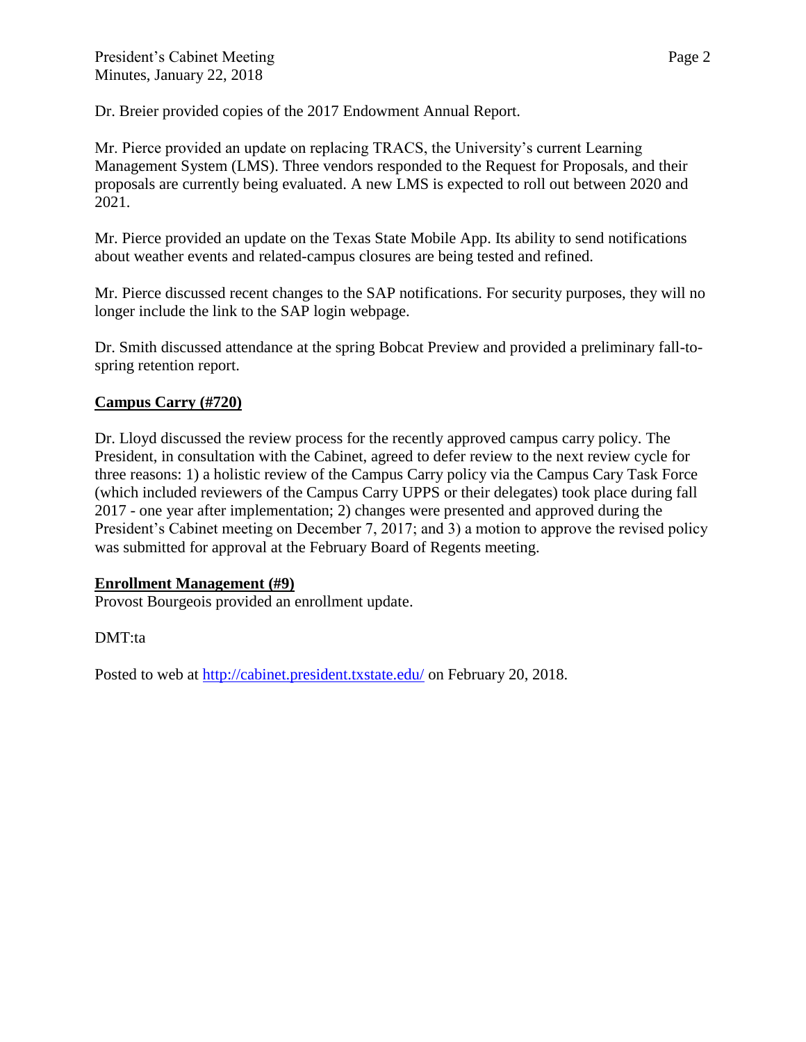Dr. Breier provided copies of the 2017 Endowment Annual Report.

Mr. Pierce provided an update on replacing TRACS, the University's current Learning Management System (LMS). Three vendors responded to the Request for Proposals, and their proposals are currently being evaluated. A new LMS is expected to roll out between 2020 and 2021.

Mr. Pierce provided an update on the Texas State Mobile App. Its ability to send notifications about weather events and related-campus closures are being tested and refined.

Mr. Pierce discussed recent changes to the SAP notifications. For security purposes, they will no longer include the link to the SAP login webpage.

Dr. Smith discussed attendance at the spring Bobcat Preview and provided a preliminary fall-to-spring retention report.

**Campus Carry (#720)**

Dr. Lloyd discussed the review process for the recently approved campus carry policy. The President, in consultation with the Cabinet, agreed to defer review to the next review cycle for three reasons: 1) a holistic review of the Campus Carry policy via the Campus Cary Task Force (which included reviewers of the Campus Carry UPPS or their delegates) took place during fall 2017 - one year after implementation; 2) changes were presented and approved during the President's Cabinet meeting on December 7, 2017; and 3) a motion to approve the revised policy was submitted for approval at the February Board of Regents meeting.

**Enrollment Management (#9)**

Provost Bourgeois provided an enrollment update.

DMT:ta

Posted to web at [http://cabinet.president.txstate.edu/](http://cabinet.president.txstate.edu/) on February 20, 2018.